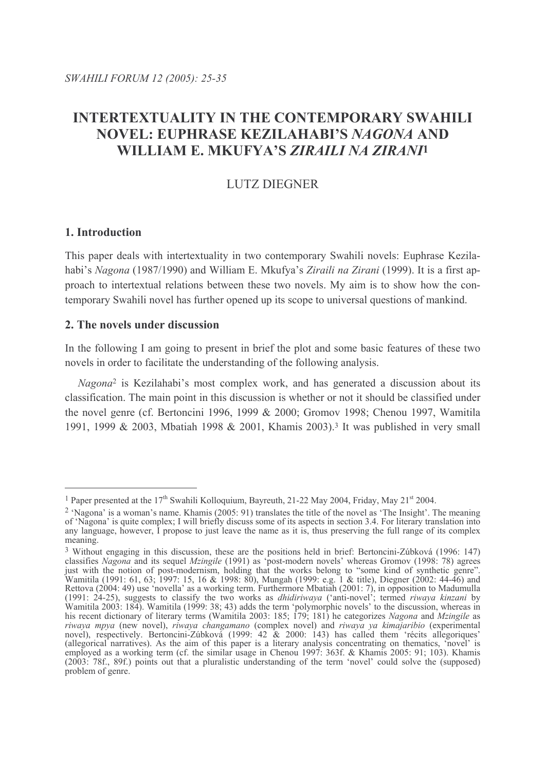# INTERTEXTUALITY IN THE CONTEMPORARY SWAHILI NOVEL: EUPHRASE KEZILAHABI'S *NAGONA* AND WILLIAM E. MKUFYA'S *ZIRAILI NA ZIRANI*[1]

LUTZ DIEGNER

## 1. Introduction

This paper deals with intertextuality in two contemporary Swahili novels: Euphrase Kezilahabi's *Nagona* (1987/1990) and William E. Mkufya's *Ziraili na Zirani* (1999). It is a first approach to intertextual relations between these two novels. My aim is to show how the contemporary Swahili novel has further opened up its scope to universal questions of mankind.

## 2. The novels under discussion

In the following I am going to present in brief the plot and some basic features of these two novels in order to facilitate the understanding of the following analysis.

*Nagona*[2] is Kezilahabi's most complex work, and has generated a discussion about its classification. The main point in this discussion is whether or not it should be classified under the novel genre (cf. Bertoncini 1996, 1999 & 2000; Gromov 1998; Chenou 1997, Wamitila 1991, 1999 & 2003, Mbatiah 1998 & 2001, Khamis 2003).[3] It was published in very small

---

[1] Paper presented at the 17th Swahili Kolloquium, Bayreuth, 21-22 May 2004, Friday, May 21st 2004.

[2] 'Nagona' is a woman's name. Khamis (2005: 91) translates the title of the novel as 'The Insight'. The meaning of 'Nagona' is quite complex; I will briefly discuss some of its aspects in section 3.4. For literary translation into any language, however, I propose to just leave the name as it is, thus preserving the full range of its complex meaning.

[3] Without engaging in this discussion, these are the positions held in brief: Bertoncini-Zúbková (1996: 147) classifies *Nagona* and its sequel *Mzingile* (1991) as 'post-modern novels' whereas Gromov (1998: 78) agrees just with the notion of post-modernism, holding that the works belong to "some kind of synthetic genre". Wamitila (1991: 61, 63; 1997: 15, 16 & 1998: 80), Mungah (1999: e.g. 1 & title), Diegner (2002: 44-46) and Rettova (2004: 49) use 'novella' as a working term. Furthermore Mbatiah (2001: 7), in opposition to Madumulla (1991: 24-25), suggests to classify the two works as *dhidiriwaya* ('anti-novel'; termed *riwaya kinzani* by Wamitila 2003: 184). Wamitila (1999: 38; 43) adds the term 'polymorphic novels' to the discussion, whereas in his recent dictionary of literary terms (Wamitila 2003: 185; 179; 181) he categorizes *Nagona* and *Mzingile* as *riwaya mpya* (new novel), *riwaya changamano* (complex novel) and *riwaya ya kimajaribio* (experimental novel), respectively. Bertoncini-Zúbková (1999: 42 & 2000: 143) has called them 'récits allegoriques' (allegorical narratives). As the aim of this paper is a literary analysis concentrating on thematics, 'novel' is employed as a working term (cf. the similar usage in Chenou 1997: 363f. & Khamis 2005: 91; 103). Khamis (2003: 78f., 89f.) points out that a pluralistic understanding of the term 'novel' could solve the (supposed) problem of genre.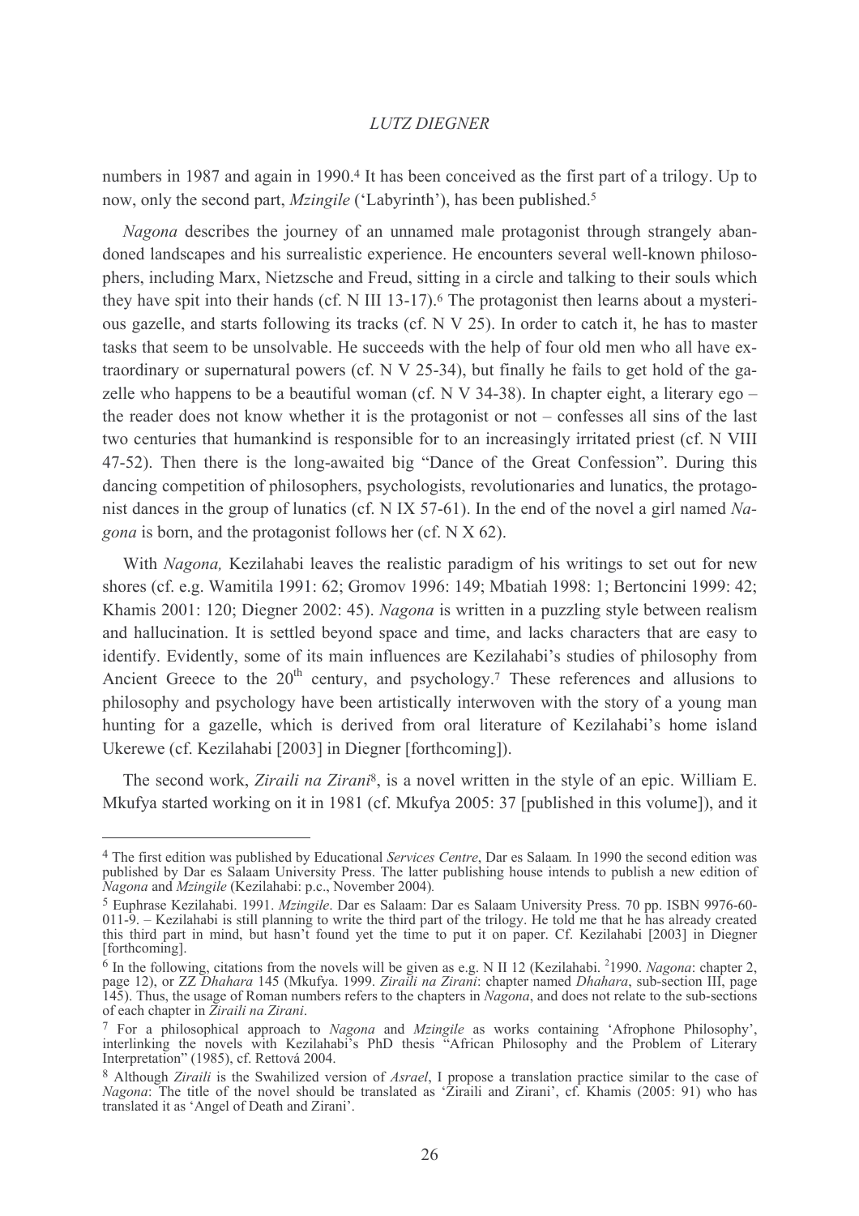numbers in 1987 and again in 1990.[4] It has been conceived as the first part of a trilogy. Up to now, only the second part, *Mzingile* ('Labyrinth'), has been published.[5]

*Nagona* describes the journey of an unnamed male protagonist through strangely abandoned landscapes and his surrealistic experience. He encounters several well-known philosophers, including Marx, Nietzsche and Freud, sitting in a circle and talking to their souls which they have spit into their hands (cf. N III 13-17).[6] The protagonist then learns about a mysterious gazelle, and starts following its tracks (cf. N V 25). In order to catch it, he has to master tasks that seem to be unsolvable. He succeeds with the help of four old men who all have extraordinary or supernatural powers (cf. N V 25-34), but finally he fails to get hold of the gazelle who happens to be a beautiful woman (cf. N V 34-38). In chapter eight, a literary ego – the reader does not know whether it is the protagonist or not – confesses all sins of the last two centuries that humankind is responsible for to an increasingly irritated priest (cf. N VIII 47-52). Then there is the long-awaited big "Dance of the Great Confession". During this dancing competition of philosophers, psychologists, revolutionaries and lunatics, the protagonist dances in the group of lunatics (cf. N IX 57-61). In the end of the novel a girl named *Nagona* is born, and the protagonist follows her (cf. N X 62).

With *Nagona,* Kezilahabi leaves the realistic paradigm of his writings to set out for new shores (cf. e.g. Wamitila 1991: 62; Gromov 1996: 149; Mbatiah 1998: 1; Bertoncini 1999: 42; Khamis 2001: 120; Diegner 2002: 45). *Nagona* is written in a puzzling style between realism and hallucination. It is settled beyond space and time, and lacks characters that are easy to identify. Evidently, some of its main influences are Kezilahabi's studies of philosophy from Ancient Greece to the 20th century, and psychology.[7] These references and allusions to philosophy and psychology have been artistically interwoven with the story of a young man hunting for a gazelle, which is derived from oral literature of Kezilahabi's home island Ukerewe (cf. Kezilahabi [2003] in Diegner [forthcoming]).

The second work, *Ziraili na Zirani*[8], is a novel written in the style of an epic. William E. Mkufya started working on it in 1981 (cf. Mkufya 2005: 37 [published in this volume]), and it

---

[4] The first edition was published by Educational *Services Centre*, Dar es Salaam*.* In 1990 the second edition was published by Dar es Salaam University Press. The latter publishing house intends to publish a new edition of *Nagona* and *Mzingile* (Kezilahabi: p.c., November 2004)*.*

[5] Euphrase Kezilahabi. 1991. *Mzingile*. Dar es Salaam: Dar es Salaam University Press. 70 pp. ISBN 9976-60-011-9. – Kezilahabi is still planning to write the third part of the trilogy. He told me that he has already created this third part in mind, but hasn't found yet the time to put it on paper. Cf. Kezilahabi [2003] in Diegner [forthcoming].

[6] In the following, citations from the novels will be given as e.g. N II 12 (Kezilahabi. [2]1990. *Nagona*: chapter 2, page 12), or ZZ *Dhahara* 145 (Mkufya. 1999. *Ziraili na Zirani*: chapter named *Dhahara*, sub-section III, page 145). Thus, the usage of Roman numbers refers to the chapters in *Nagona*, and does not relate to the sub-sections of each chapter in *Ziraili na Zirani*.

[7] For a philosophical approach to *Nagona* and *Mzingile* as works containing 'Afrophone Philosophy', interlinking the novels with Kezilahabi's PhD thesis "African Philosophy and the Problem of Literary Interpretation" (1985), cf. Rettová 2004.

[8] Although *Ziraili* is the Swahilized version of *Asrael*, I propose a translation practice similar to the case of *Nagona*: The title of the novel should be translated as 'Ziraili and Zirani', cf. Khamis (2005: 91) who has translated it as 'Angel of Death and Zirani'.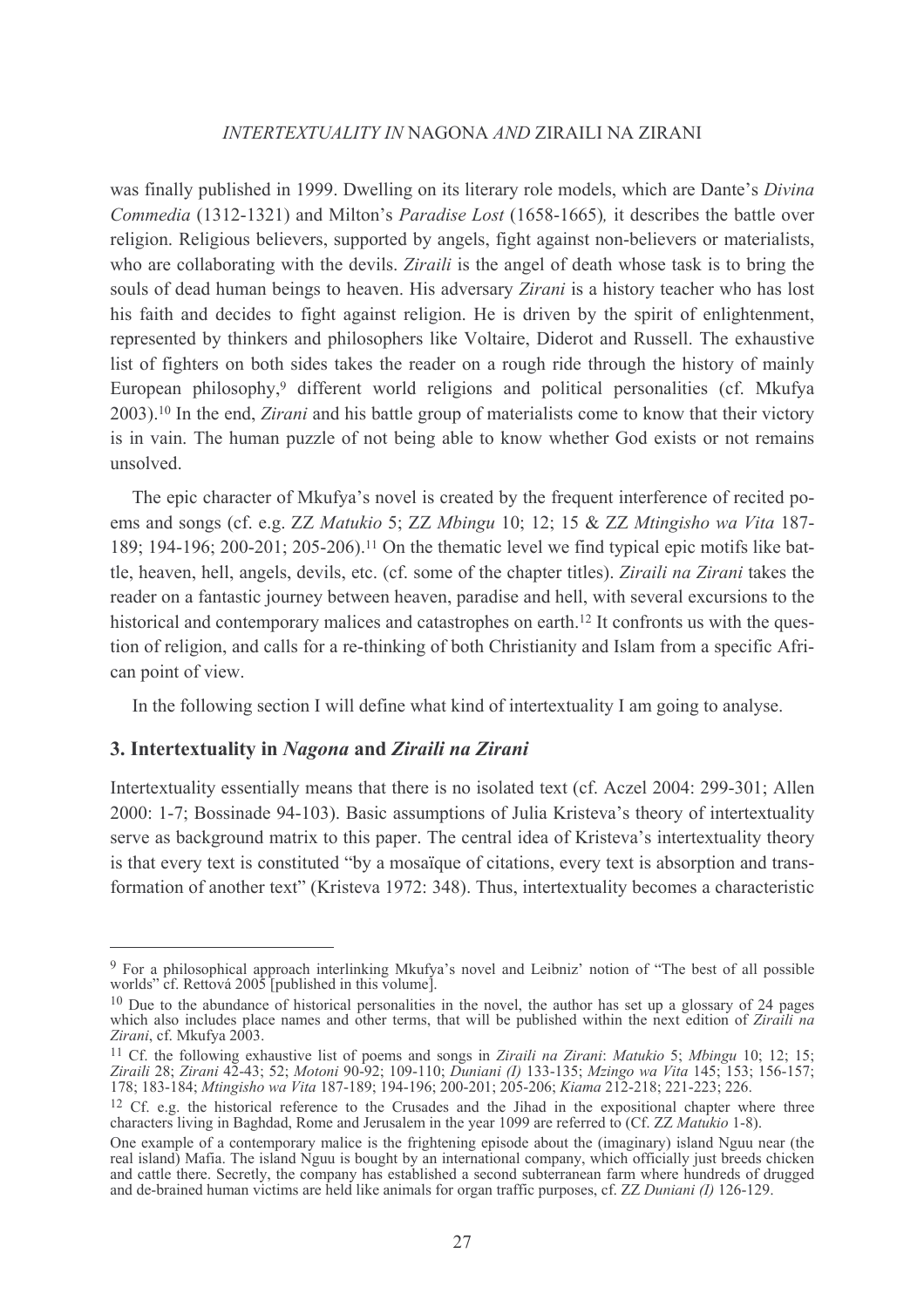was finally published in 1999. Dwelling on its literary role models, which are Dante's *Divina Commedia* (1312-1321) and Milton's *Paradise Lost* (1658-1665), it describes the battle over religion. Religious believers, supported by angels, fight against non-believers or materialists, who are collaborating with the devils. *Ziraili* is the angel of death whose task is to bring the souls of dead human beings to heaven. His adversary *Zirani* is a history teacher who has lost his faith and decides to fight against religion. He is driven by the spirit of enlightenment, represented by thinkers and philosophers like Voltaire, Diderot and Russell. The exhaustive list of fighters on both sides takes the reader on a rough ride through the history of mainly European philosophy,[9] different world religions and political personalities (cf. Mkufya 2003).[10] In the end, *Zirani* and his battle group of materialists come to know that their victory is in vain. The human puzzle of not being able to know whether God exists or not remains unsolved.

The epic character of Mkufya's novel is created by the frequent interference of recited poems and songs (cf. e.g. ZZ *Matukio* 5; ZZ *Mbingu* 10; 12; 15 & ZZ *Mtingisho wa Vita* 187-189; 194-196; 200-201; 205-206).[11] On the thematic level we find typical epic motifs like battle, heaven, hell, angels, devils, etc. (cf. some of the chapter titles). *Ziraili na Zirani* takes the reader on a fantastic journey between heaven, paradise and hell, with several excursions to the historical and contemporary malices and catastrophes on earth.[12] It confronts us with the question of religion, and calls for a re-thinking of both Christianity and Islam from a specific African point of view.

In the following section I will define what kind of intertextuality I am going to analyse.

## 3. Intertextuality in *Nagona* and *Ziraili na Zirani*

Intertextuality essentially means that there is no isolated text (cf. Aczel 2004: 299-301; Allen 2000: 1-7; Bossinade 94-103). Basic assumptions of Julia Kristeva's theory of intertextuality serve as background matrix to this paper. The central idea of Kristeva's intertextuality theory is that every text is constituted "by a mosaïque of citations, every text is absorption and transformation of another text" (Kristeva 1972: 348). Thus, intertextuality becomes a characteristic

---

[9] For a philosophical approach interlinking Mkufya's novel and Leibniz' notion of "The best of all possible worlds" cf. Rettová 2005 [published in this volume].

[10] Due to the abundance of historical personalities in the novel, the author has set up a glossary of 24 pages which also includes place names and other terms, that will be published within the next edition of *Ziraili na Zirani*, cf. Mkufya 2003.

[11] Cf. the following exhaustive list of poems and songs in *Ziraili na Zirani*: *Matukio* 5; *Mbingu* 10; 12; 15; *Ziraili* 28; *Zirani* 42-43; 52; *Motoni* 90-92; 109-110; *Duniani (I)* 133-135; *Mzingo wa Vita* 145; 153; 156-157; 178; 183-184; *Mtingisho wa Vita* 187-189; 194-196; 200-201; 205-206; *Kiama* 212-218; 221-223; 226.

[12] Cf. e.g. the historical reference to the Crusades and the Jihad in the expositional chapter where three characters living in Baghdad, Rome and Jerusalem in the year 1099 are referred to (Cf. ZZ *Matukio* 1-8).

One example of a contemporary malice is the frightening episode about the (imaginary) island Nguu near (the real island) Mafia. The island Nguu is bought by an international company, which officially just breeds chicken and cattle there. Secretly, the company has established a second subterranean farm where hundreds of drugged and de-brained human victims are held like animals for organ traffic purposes, cf. ZZ *Duniani (I)* 126-129.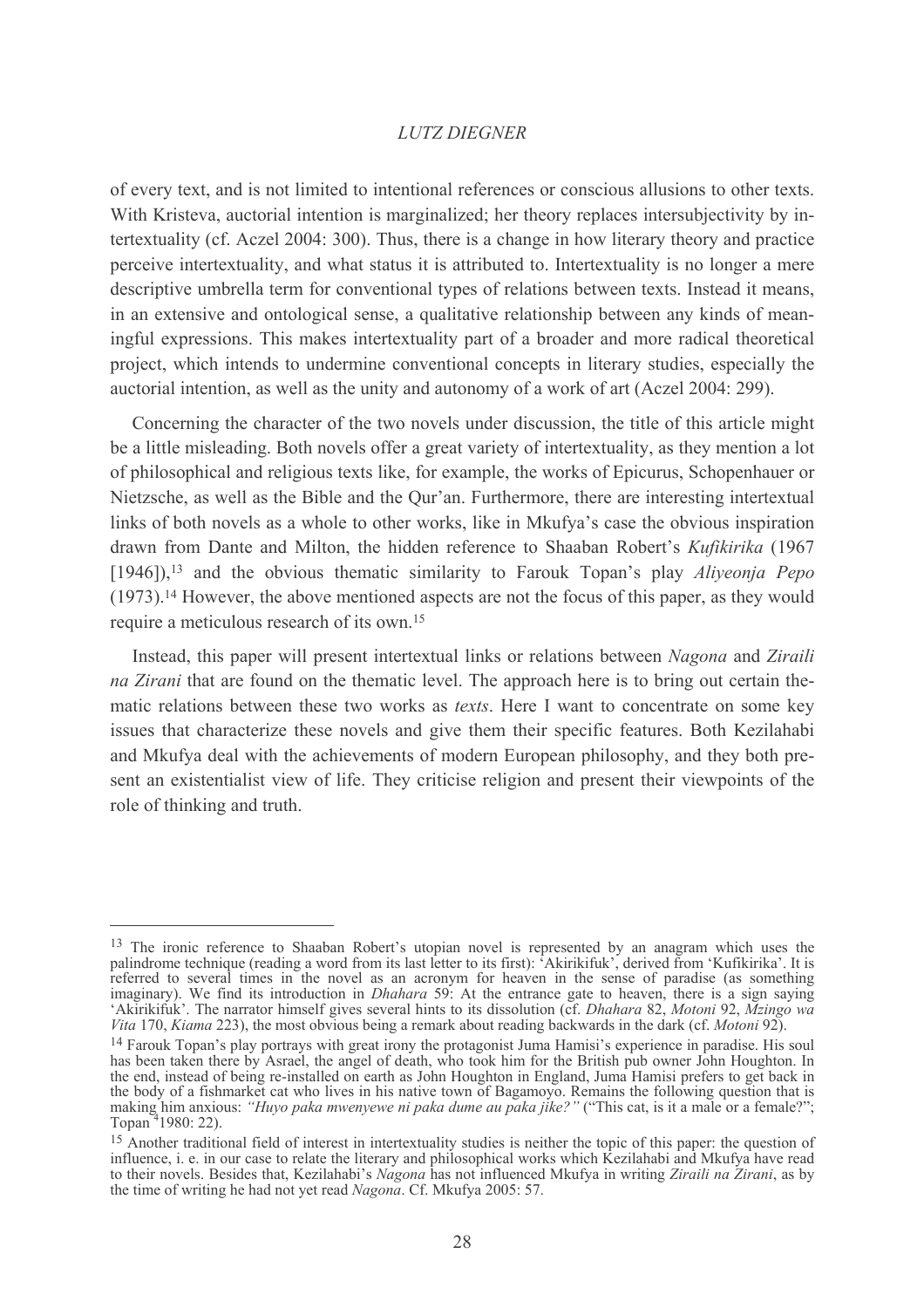of every text, and is not limited to intentional references or conscious allusions to other texts. With Kristeva, auctorial intention is marginalized; her theory replaces intersubjectivity by intertextuality (cf. Aczel 2004: 300). Thus, there is a change in how literary theory and practice perceive intertextuality, and what status it is attributed to. Intertextuality is no longer a mere descriptive umbrella term for conventional types of relations between texts. Instead it means, in an extensive and ontological sense, a qualitative relationship between any kinds of meaningful expressions. This makes intertextuality part of a broader and more radical theoretical project, which intends to undermine conventional concepts in literary studies, especially the auctorial intention, as well as the unity and autonomy of a work of art (Aczel 2004: 299).

Concerning the character of the two novels under discussion, the title of this article might be a little misleading. Both novels offer a great variety of intertextuality, as they mention a lot of philosophical and religious texts like, for example, the works of Epicurus, Schopenhauer or Nietzsche, as well as the Bible and the Qur'an. Furthermore, there are interesting intertextual links of both novels as a whole to other works, like in Mkufya's case the obvious inspiration drawn from Dante and Milton, the hidden reference to Shaaban Robert's *Kufikirika* (1967 [1946]),[13] and the obvious thematic similarity to Farouk Topan's play *Aliyeonja Pepo* (1973).[14] However, the above mentioned aspects are not the focus of this paper, as they would require a meticulous research of its own.[15]

Instead, this paper will present intertextual links or relations between *Nagona* and *Ziraili na Zirani* that are found on the thematic level. The approach here is to bring out certain thematic relations between these two works as *texts*. Here I want to concentrate on some key issues that characterize these novels and give them their specific features. Both Kezilahabi and Mkufya deal with the achievements of modern European philosophy, and they both present an existentialist view of life. They criticise religion and present their viewpoints of the role of thinking and truth.

---

[13] The ironic reference to Shaaban Robert's utopian novel is represented by an anagram which uses the palindrome technique (reading a word from its last letter to its first): 'Akirikifuk', derived from 'Kufikirika'. It is referred to several times in the novel as an acronym for heaven in the sense of paradise (as something imaginary). We find its introduction in *Dhahara* 59: At the entrance gate to heaven, there is a sign saying 'Akirikifuk'. The narrator himself gives several hints to its dissolution (cf. *Dhahara* 82, *Motoni* 92, *Mzingo wa Vita* 170, *Kiama* 223), the most obvious being a remark about reading backwards in the dark (cf. *Motoni* 92).

[14] Farouk Topan's play portrays with great irony the protagonist Juma Hamisi's experience in paradise. His soul has been taken there by Asrael, the angel of death, who took him for the British pub owner John Houghton. In the end, instead of being re-installed on earth as John Houghton in England, Juma Hamisi prefers to get back in the body of a fishmarket cat who lives in his native town of Bagamoyo. Remains the following question that is making him anxious: *"Huyo paka mwenyewe ni paka dume au paka jike?"* ("This cat, is it a male or a female?"; Topan [4]1980: 22).

[15] Another traditional field of interest in intertextuality studies is neither the topic of this paper: the question of influence, i. e. in our case to relate the literary and philosophical works which Kezilahabi and Mkufya have read to their novels. Besides that, Kezilahabi's *Nagona* has not influenced Mkufya in writing *Ziraili na Zirani*, as by the time of writing he had not yet read *Nagona*. Cf. Mkufya 2005: 57.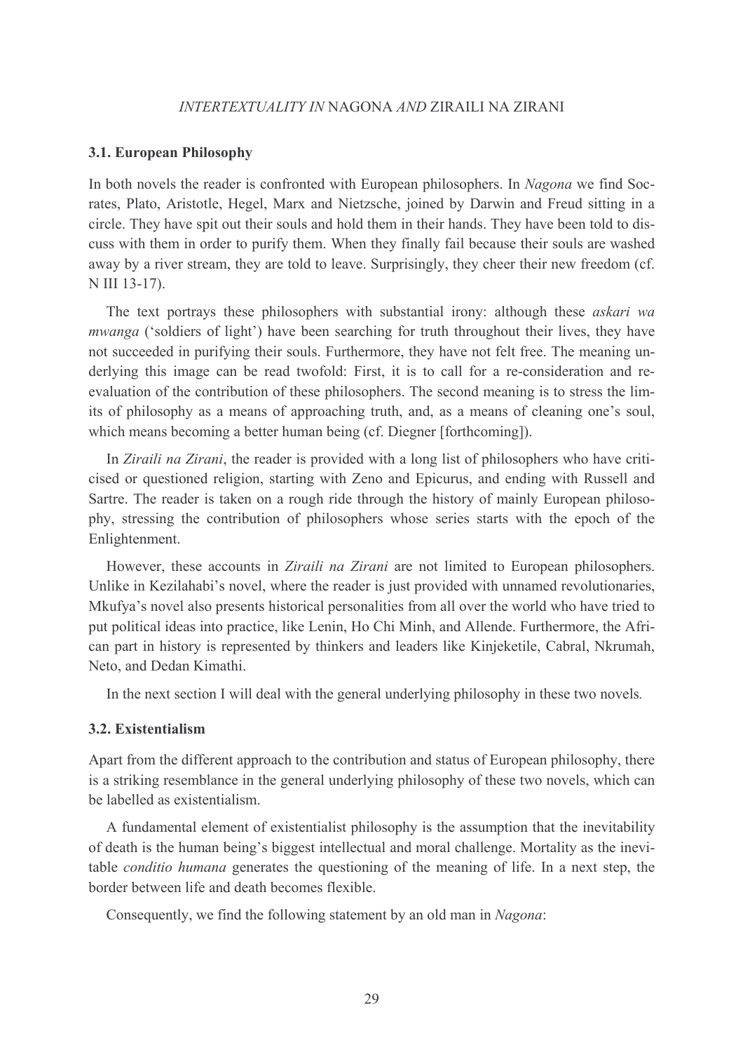### 3.1. European Philosophy

In both novels the reader is confronted with European philosophers. In *Nagona* we find Socrates, Plato, Aristotle, Hegel, Marx and Nietzsche, joined by Darwin and Freud sitting in a circle. They have spit out their souls and hold them in their hands. They have been told to discuss with them in order to purify them. When they finally fail because their souls are washed away by a river stream, they are told to leave. Surprisingly, they cheer their new freedom (cf. N III 13-17).

The text portrays these philosophers with substantial irony: although these *askari wa mwanga* ('soldiers of light') have been searching for truth throughout their lives, they have not succeeded in purifying their souls. Furthermore, they have not felt free. The meaning underlying this image can be read twofold: First, it is to call for a re-consideration and re-evaluation of the contribution of these philosophers. The second meaning is to stress the limits of philosophy as a means of approaching truth, and, as a means of cleaning one's soul, which means becoming a better human being (cf. Diegner [forthcoming]).

In *Ziraili na Zirani*, the reader is provided with a long list of philosophers who have criticised or questioned religion, starting with Zeno and Epicurus, and ending with Russell and Sartre. The reader is taken on a rough ride through the history of mainly European philosophy, stressing the contribution of philosophers whose series starts with the epoch of the Enlightenment.

However, these accounts in *Ziraili na Zirani* are not limited to European philosophers. Unlike in Kezilahabi's novel, where the reader is just provided with unnamed revolutionaries, Mkufya's novel also presents historical personalities from all over the world who have tried to put political ideas into practice, like Lenin, Ho Chi Minh, and Allende. Furthermore, the African part in history is represented by thinkers and leaders like Kinjeketile, Cabral, Nkrumah, Neto, and Dedan Kimathi.

In the next section I will deal with the general underlying philosophy in these two novels.

### 3.2. Existentialism

Apart from the different approach to the contribution and status of European philosophy, there is a striking resemblance in the general underlying philosophy of these two novels, which can be labelled as existentialism.

A fundamental element of existentialist philosophy is the assumption that the inevitability of death is the human being's biggest intellectual and moral challenge. Mortality as the inevitable *conditio humana* generates the questioning of the meaning of life. In a next step, the border between life and death becomes flexible.

Consequently, we find the following statement by an old man in *Nagona*: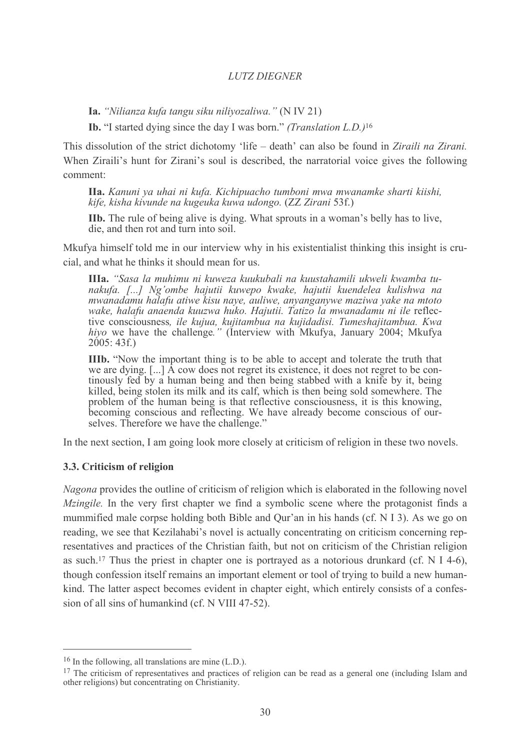**Ia.** *"Nilianza kufa tangu siku niliyozaliwa."* (N IV 21)

**Ib.** "I started dying since the day I was born." *(Translation L.D.)*[16]

This dissolution of the strict dichotomy 'life – death' can also be found in *Ziraili na Zirani.* When Ziraili's hunt for Zirani's soul is described, the narratorial voice gives the following comment:

> **IIa.** *Kanuni ya uhai ni kufa. Kichipuacho tumboni mwa mwanamke sharti kiishi, kife, kisha kivunde na kugeuka kuwa udongo.* (ZZ *Zirani* 53f.)
>
> **IIb.** The rule of being alive is dying. What sprouts in a woman's belly has to live, die, and then rot and turn into soil.

Mkufya himself told me in our interview why in his existentialist thinking this insight is crucial, and what he thinks it should mean for us.

> **IIIa.** *"Sasa la muhimu ni kuweza kuukubali na kuustahamili ukweli kwamba tunakufa. [...] Ng'ombe hajutii kuwepo kwake, hajutii kuendelea kulishwa na mwanadamu halafu atiwe kisu naye, auliwe, anyanganywe maziwa yake na mtoto wake, halafu anaenda kuuzwa huko. Hajutii. Tatizo la mwanadamu ni ile* reflective consciousness*, ile kujua, kujitambua na kujidadisi. Tumeshajitambua. Kwa hiyo* we have the challenge*."* (Interview with Mkufya, January 2004; Mkufya 2005: 43f.)
>
> **IIIb.** "Now the important thing is to be able to accept and tolerate the truth that we are dying. [...] A cow does not regret its existence, it does not regret to be continously fed by a human being and then being stabbed with a knife by it, being killed, being stolen its milk and its calf, which is then being sold somewhere. The problem of the human being is that reflective consciousness, it is this knowing, becoming conscious and reflecting. We have already become conscious of ourselves. Therefore we have the challenge."

In the next section, I am going look more closely at criticism of religion in these two novels.

### 3.3. Criticism of religion

*Nagona* provides the outline of criticism of religion which is elaborated in the following novel *Mzingile.* In the very first chapter we find a symbolic scene where the protagonist finds a mummified male corpse holding both Bible and Qur'an in his hands (cf. N I 3). As we go on reading, we see that Kezilahabi's novel is actually concentrating on criticism concerning representatives and practices of the Christian faith, but not on criticism of the Christian religion as such.[17] Thus the priest in chapter one is portrayed as a notorious drunkard (cf. N I 4-6), though confession itself remains an important element or tool of trying to build a new humankind. The latter aspect becomes evident in chapter eight, which entirely consists of a confession of all sins of humankind (cf. N VIII 47-52).

---

[16] In the following, all translations are mine (L.D.).

[17] The criticism of representatives and practices of religion can be read as a general one (including Islam and other religions) but concentrating on Christianity.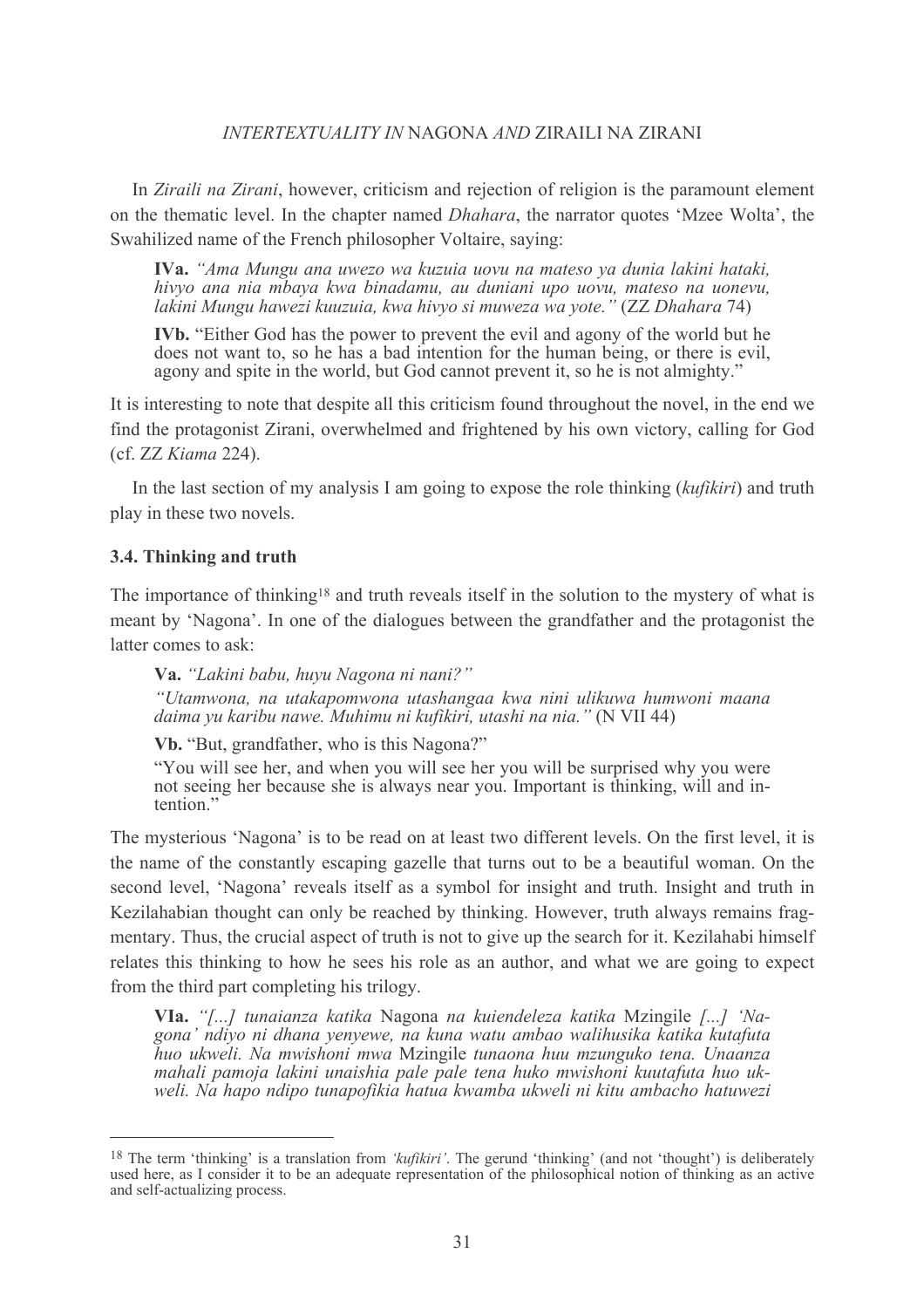In *Ziraili na Zirani*, however, criticism and rejection of religion is the paramount element on the thematic level. In the chapter named *Dhahara*, the narrator quotes 'Mzee Wolta', the Swahilized name of the French philosopher Voltaire, saying:

> **IVa.** *"Ama Mungu ana uwezo wa kuzuia uovu na mateso ya dunia lakini hataki, hivyo ana nia mbaya kwa binadamu, au duniani upo uovu, mateso na uonevu, lakini Mungu hawezi kuuzuia, kwa hivyo si muweza wa yote."* (ZZ *Dhahara* 74)
>
> **IVb.** "Either God has the power to prevent the evil and agony of the world but he does not want to, so he has a bad intention for the human being, or there is evil, agony and spite in the world, but God cannot prevent it, so he is not almighty."

It is interesting to note that despite all this criticism found throughout the novel, in the end we find the protagonist Zirani, overwhelmed and frightened by his own victory, calling for God (cf. ZZ *Kiama* 224).

In the last section of my analysis I am going to expose the role thinking (*kufikiri*) and truth play in these two novels.

### 3.4. Thinking and truth

The importance of thinking[18] and truth reveals itself in the solution to the mystery of what is meant by 'Nagona'. In one of the dialogues between the grandfather and the protagonist the latter comes to ask:

> **Va.** *"Lakini babu, huyu Nagona ni nani?"*
>
> *"Utamwona, na utakapomwona utashangaa kwa nini ulikuwa humwoni maana daima yu karibu nawe. Muhimu ni kufikiri, utashi na nia."* (N VII 44)
>
> **Vb.** "But, grandfather, who is this Nagona?"
>
> "You will see her, and when you will see her you will be surprised why you were not seeing her because she is always near you. Important is thinking, will and intention."

The mysterious 'Nagona' is to be read on at least two different levels. On the first level, it is the name of the constantly escaping gazelle that turns out to be a beautiful woman. On the second level, 'Nagona' reveals itself as a symbol for insight and truth. Insight and truth in Kezilahabian thought can only be reached by thinking. However, truth always remains fragmentary. Thus, the crucial aspect of truth is not to give up the search for it. Kezilahabi himself relates this thinking to how he sees his role as an author, and what we are going to expect from the third part completing his trilogy.

> **VIa.** *"[...] tunaianza katika* Nagona *na kuiendeleza katika* Mzingile *[...] 'Nagona' ndiyo ni dhana yenyewe, na kuna watu ambao walihusika katika kutafuta huo ukweli. Na mwishoni mwa* Mzingile *tunaona huu mzunguko tena. Unaanza mahali pamoja lakini unaishia pale pale tena huko mwishoni kuutafuta huo ukweli. Na hapo ndipo tunapofikia hatua kwamba ukweli ni kitu ambacho hatuwezi*

---

[18] The term 'thinking' is a translation from *'kufikiri'*. The gerund 'thinking' (and not 'thought') is deliberately used here, as I consider it to be an adequate representation of the philosophical notion of thinking as an active and self-actualizing process.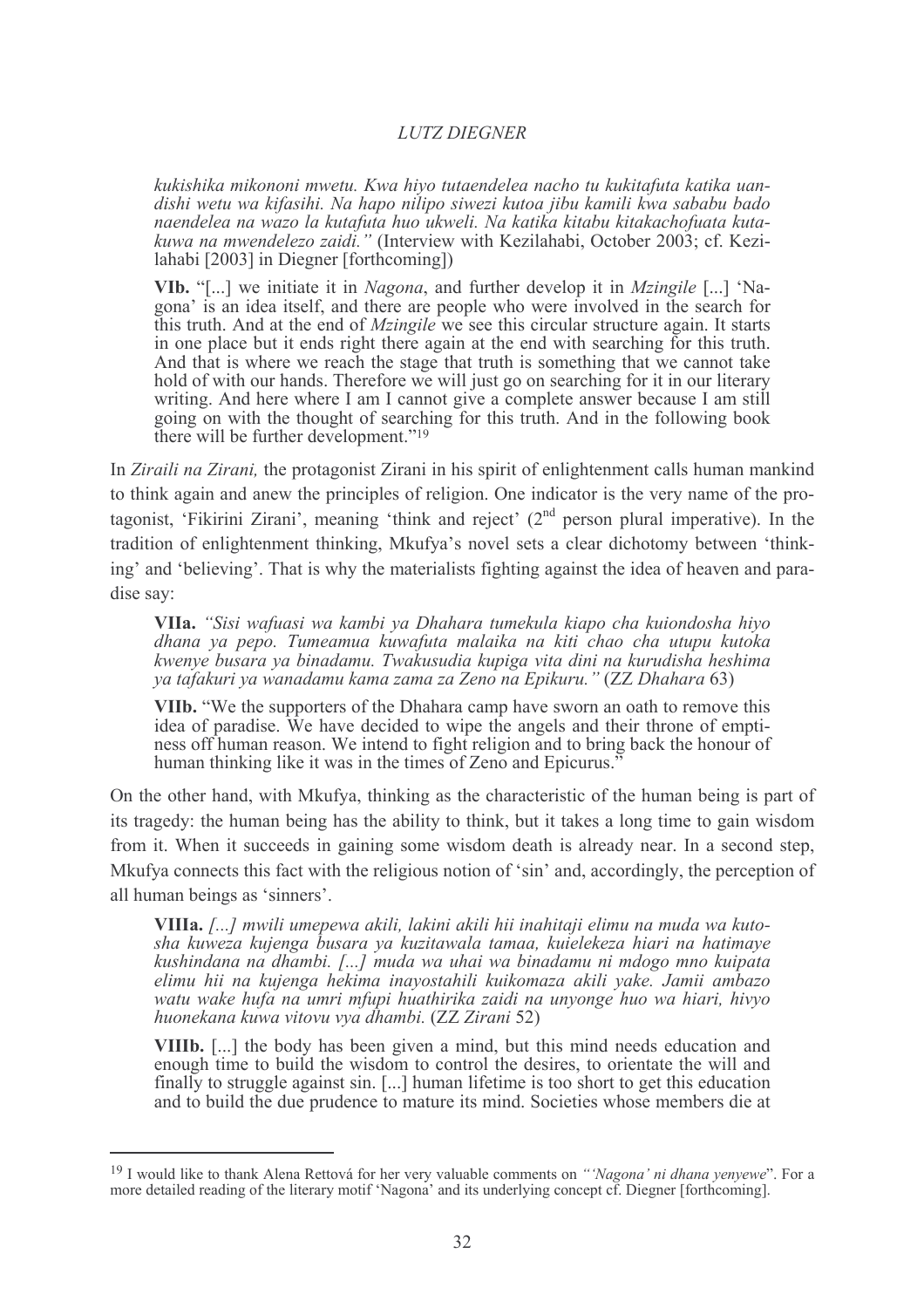*kukishika mikononi mwetu. Kwa hiyo tutaendelea nacho tu kukitafuta katika uandishi wetu wa kifasihi. Na hapo nilipo siwezi kutoa jibu kamili kwa sababu bado naendelea na wazo la kutafuta huo ukweli. Na katika kitabu kitakachofuata kutakuwa na mwendelezo zaidi."* (Interview with Kezilahabi, October 2003; cf. Kezilahabi [2003] in Diegner [forthcoming])

**VIb.** "[...] we initiate it in *Nagona*, and further develop it in *Mzingile* [...] 'Nagona' is an idea itself, and there are people who were involved in the search for this truth. And at the end of *Mzingile* we see this circular structure again. It starts in one place but it ends right there again at the end with searching for this truth. And that is where we reach the stage that truth is something that we cannot take hold of with our hands. Therefore we will just go on searching for it in our literary writing. And here where I am I cannot give a complete answer because I am still going on with the thought of searching for this truth. And in the following book there will be further development."[19]

In *Ziraili na Zirani,* the protagonist Zirani in his spirit of enlightenment calls human mankind to think again and anew the principles of religion. One indicator is the very name of the protagonist, 'Fikirini Zirani', meaning 'think and reject' (2nd person plural imperative). In the tradition of enlightenment thinking, Mkufya's novel sets a clear dichotomy between 'thinking' and 'believing'. That is why the materialists fighting against the idea of heaven and paradise say:

**VIIa.** *"Sisi wafuasi wa kambi ya Dhahara tumekula kiapo cha kuiondosha hiyo dhana ya pepo. Tumeamua kuwafuta malaika na kiti chao cha utupu kutoka kwenye busara ya binadamu. Twakusudia kupiga vita dini na kurudisha heshima ya tafakuri ya wanadamu kama zama za Zeno na Epikuru."* (ZZ *Dhahara* 63)

**VIIb.** "We the supporters of the Dhahara camp have sworn an oath to remove this idea of paradise. We have decided to wipe the angels and their throne of emptiness off human reason. We intend to fight religion and to bring back the honour of human thinking like it was in the times of Zeno and Epicurus."

On the other hand, with Mkufya, thinking as the characteristic of the human being is part of its tragedy: the human being has the ability to think, but it takes a long time to gain wisdom from it. When it succeeds in gaining some wisdom death is already near. In a second step, Mkufya connects this fact with the religious notion of 'sin' and, accordingly, the perception of all human beings as 'sinners'.

**VIIIa.** *[...] mwili umepewa akili, lakini akili hii inahitaji elimu na muda wa kutosha kuweza kujenga busara ya kuzitawala tamaa, kuielekeza hiari na hatimaye kushindana na dhambi. [...] muda wa uhai wa binadamu ni mdogo mno kuipata elimu hii na kujenga hekima inayostahili kuikomaza akili yake. Jamii ambazo watu wake hufa na umri mfupi huathirika zaidi na unyonge huo wa hiari, hivyo huonekana kuwa vitovu vya dhambi.* (ZZ *Zirani* 52)

**VIIIb.** [...] the body has been given a mind, but this mind needs education and enough time to build the wisdom to control the desires, to orientate the will and finally to struggle against sin. [...] human lifetime is too short to get this education and to build the due prudence to mature its mind. Societies whose members die at

---

[19] I would like to thank Alena Rettová for her very valuable comments on *"'Nagona' ni dhana yenyewe*". For a more detailed reading of the literary motif 'Nagona' and its underlying concept cf. Diegner [forthcoming].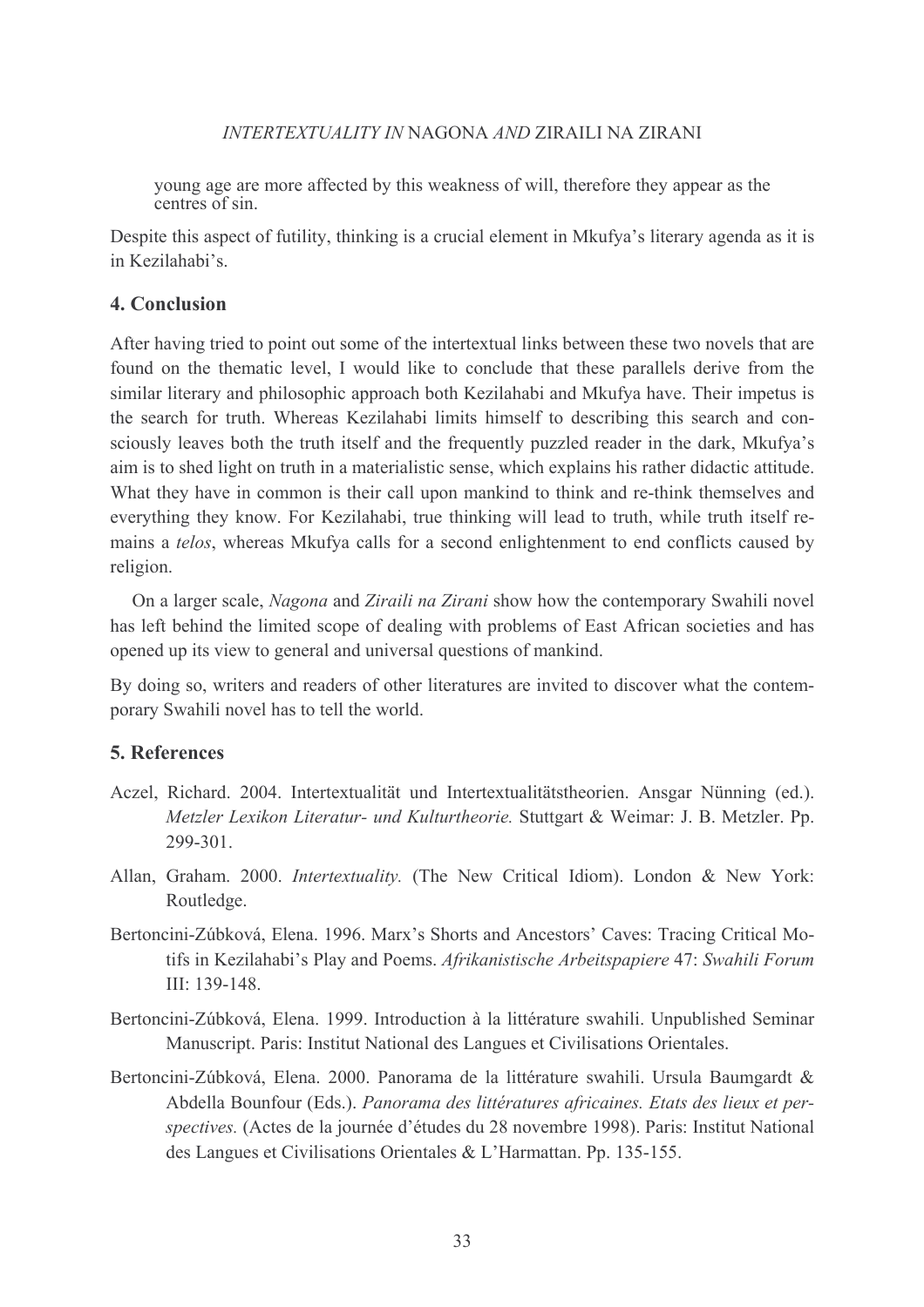young age are more affected by this weakness of will, therefore they appear as the centres of sin.

Despite this aspect of futility, thinking is a crucial element in Mkufya's literary agenda as it is in Kezilahabi's.

## 4. Conclusion

After having tried to point out some of the intertextual links between these two novels that are found on the thematic level, I would like to conclude that these parallels derive from the similar literary and philosophic approach both Kezilahabi and Mkufya have. Their impetus is the search for truth. Whereas Kezilahabi limits himself to describing this search and consciously leaves both the truth itself and the frequently puzzled reader in the dark, Mkufya's aim is to shed light on truth in a materialistic sense, which explains his rather didactic attitude. What they have in common is their call upon mankind to think and re-think themselves and everything they know. For Kezilahabi, true thinking will lead to truth, while truth itself remains a *telos*, whereas Mkufya calls for a second enlightenment to end conflicts caused by religion.

On a larger scale, *Nagona* and *Ziraili na Zirani* show how the contemporary Swahili novel has left behind the limited scope of dealing with problems of East African societies and has opened up its view to general and universal questions of mankind.

By doing so, writers and readers of other literatures are invited to discover what the contemporary Swahili novel has to tell the world.

## 5. References

Aczel, Richard. 2004. Intertextualität und Intertextualitätstheorien. Ansgar Nünning (ed.). *Metzler Lexikon Literatur- und Kulturtheorie.* Stuttgart & Weimar: J. B. Metzler. Pp. 299-301.

Allan, Graham. 2000. *Intertextuality.* (The New Critical Idiom). London & New York: Routledge.

Bertoncini-Zúbková, Elena. 1996. Marx's Shorts and Ancestors' Caves: Tracing Critical Motifs in Kezilahabi's Play and Poems. *Afrikanistische Arbeitspapiere* 47: *Swahili Forum* III: 139-148.

Bertoncini-Zúbková, Elena. 1999. Introduction à la littérature swahili. Unpublished Seminar Manuscript. Paris: Institut National des Langues et Civilisations Orientales.

Bertoncini-Zúbková, Elena. 2000. Panorama de la littérature swahili. Ursula Baumgardt & Abdella Bounfour (Eds.). *Panorama des littératures africaines. Etats des lieux et perspectives.* (Actes de la journée d'études du 28 novembre 1998). Paris: Institut National des Langues et Civilisations Orientales & L'Harmattan. Pp. 135-155.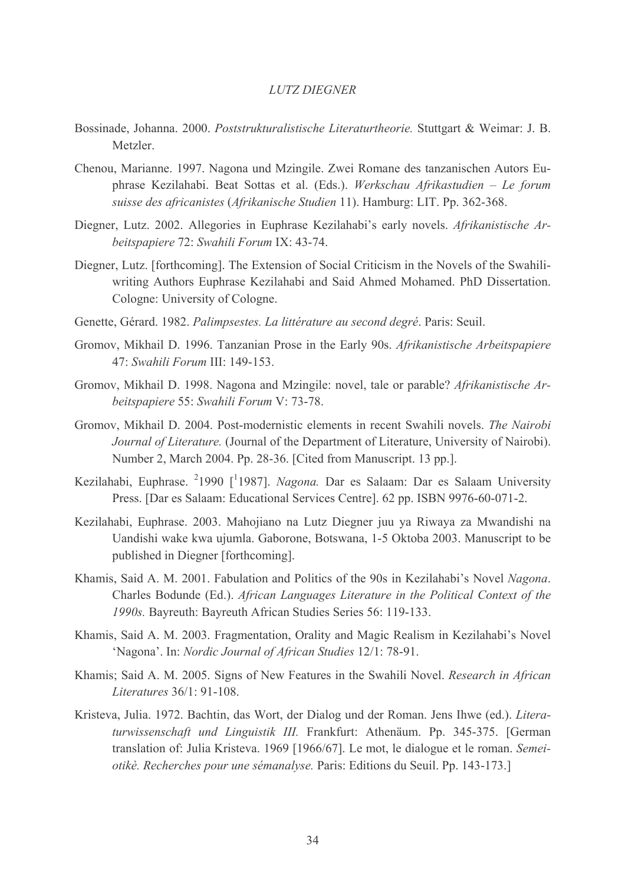Bossinade, Johanna. 2000. *Poststrukturalistische Literaturtheorie.* Stuttgart & Weimar: J. B. Metzler.

Chenou, Marianne. 1997. Nagona und Mzingile. Zwei Romane des tanzanischen Autors Euphrase Kezilahabi. Beat Sottas et al. (Eds.). *Werkschau Afrikastudien – Le forum suisse des africanistes* (*Afrikanische Studien* 11). Hamburg: LIT. Pp. 362-368.

Diegner, Lutz. 2002. Allegories in Euphrase Kezilahabi's early novels. *Afrikanistische Arbeitspapiere* 72: *Swahili Forum* IX: 43-74.

Diegner, Lutz. [forthcoming]. The Extension of Social Criticism in the Novels of the Swahili-writing Authors Euphrase Kezilahabi and Said Ahmed Mohamed. PhD Dissertation. Cologne: University of Cologne.

Genette, Gérard. 1982. *Palimpsestes. La littérature au second degré*. Paris: Seuil.

Gromov, Mikhail D. 1996. Tanzanian Prose in the Early 90s. *Afrikanistische Arbeitspapiere* 47: *Swahili Forum* III: 149-153.

Gromov, Mikhail D. 1998. Nagona and Mzingile: novel, tale or parable? *Afrikanistische Arbeitspapiere* 55: *Swahili Forum* V: 73-78.

Gromov, Mikhail D. 2004. Post-modernistic elements in recent Swahili novels. *The Nairobi Journal of Literature.* (Journal of the Department of Literature, University of Nairobi). Number 2, March 2004. Pp. 28-36. [Cited from Manuscript. 13 pp.].

Kezilahabi, Euphrase. $^{2}$1990 [$^{1}$1987]. *Nagona.* Dar es Salaam: Dar es Salaam University Press. [Dar es Salaam: Educational Services Centre]. 62 pp. ISBN 9976-60-071-2.

Kezilahabi, Euphrase. 2003. Mahojiano na Lutz Diegner juu ya Riwaya za Mwandishi na Uandishi wake kwa ujumla. Gaborone, Botswana, 1-5 Oktoba 2003. Manuscript to be published in Diegner [forthcoming].

Khamis, Said A. M. 2001. Fabulation and Politics of the 90s in Kezilahabi's Novel *Nagona*. Charles Bodunde (Ed.). *African Languages Literature in the Political Context of the 1990s.* Bayreuth: Bayreuth African Studies Series 56: 119-133.

Khamis, Said A. M. 2003. Fragmentation, Orality and Magic Realism in Kezilahabi's Novel 'Nagona'. In: *Nordic Journal of African Studies* 12/1: 78-91.

Khamis; Said A. M. 2005. Signs of New Features in the Swahili Novel. *Research in African Literatures* 36/1: 91-108.

Kristeva, Julia. 1972. Bachtin, das Wort, der Dialog und der Roman. Jens Ihwe (ed.). *Literaturwissenschaft und Linguistik III.* Frankfurt: Athenäum. Pp. 345-375. [German translation of: Julia Kristeva. 1969 [1966/67]. Le mot, le dialogue et le roman. *Semeiotikè. Recherches pour une sémanalyse.* Paris: Editions du Seuil. Pp. 143-173.]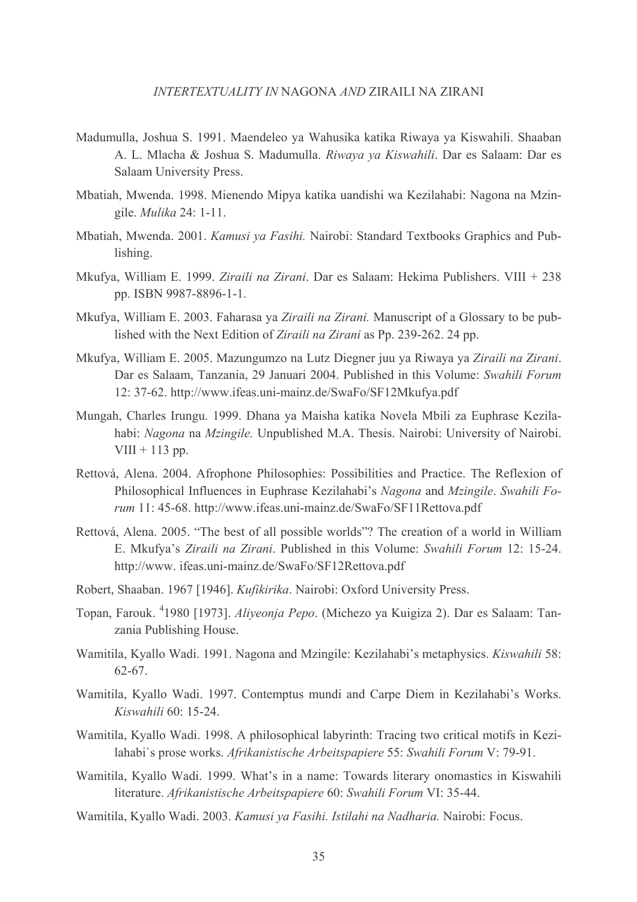Madumulla, Joshua S. 1991. Maendeleo ya Wahusika katika Riwaya ya Kiswahili. Shaaban A. L. Mlacha & Joshua S. Madumulla. *Riwaya ya Kiswahili*. Dar es Salaam: Dar es Salaam University Press.

Mbatiah, Mwenda. 1998. Mienendo Mipya katika uandishi wa Kezilahabi: Nagona na Mzingile. *Mulika* 24: 1-11.

Mbatiah, Mwenda. 2001. *Kamusi ya Fasihi.* Nairobi: Standard Textbooks Graphics and Publishing.

Mkufya, William E. 1999. *Ziraili na Zirani*. Dar es Salaam: Hekima Publishers. VIII + 238 pp. ISBN 9987-8896-1-1.

Mkufya, William E. 2003. Faharasa ya *Ziraili na Zirani.* Manuscript of a Glossary to be published with the Next Edition of *Ziraili na Zirani* as Pp. 239-262. 24 pp.

Mkufya, William E. 2005. Mazungumzo na Lutz Diegner juu ya Riwaya ya *Ziraili na Zirani*. Dar es Salaam, Tanzania, 29 Januari 2004. Published in this Volume: *Swahili Forum* 12: 37-62. http://www.ifeas.uni-mainz.de/SwaFo/SF12Mkufya.pdf

Mungah, Charles Irungu. 1999. Dhana ya Maisha katika Novela Mbili za Euphrase Kezilahabi: *Nagona* na *Mzingile.* Unpublished M.A. Thesis. Nairobi: University of Nairobi. VIII + 113 pp.

Rettová, Alena. 2004. Afrophone Philosophies: Possibilities and Practice. The Reflexion of Philosophical Influences in Euphrase Kezilahabi's *Nagona* and *Mzingile*. *Swahili Forum* 11: 45-68. http://www.ifeas.uni-mainz.de/SwaFo/SF11Rettova.pdf

Rettová, Alena. 2005. "The best of all possible worlds"? The creation of a world in William E. Mkufya's *Ziraili na Zirani*. Published in this Volume: *Swahili Forum* 12: 15-24. http://www. ifeas.uni-mainz.de/SwaFo/SF12Rettova.pdf

Robert, Shaaban. 1967 [1946]. *Kufikirika*. Nairobi: Oxford University Press.

Topan, Farouk. [4]1980 [1973]. *Aliyeonja Pepo*. (Michezo ya Kuigiza 2). Dar es Salaam: Tanzania Publishing House.

Wamitila, Kyallo Wadi. 1991. Nagona and Mzingile: Kezilahabi's metaphysics. *Kiswahili* 58: 62-67.

Wamitila, Kyallo Wadi. 1997. Contemptus mundi and Carpe Diem in Kezilahabi's Works. *Kiswahili* 60: 15-24.

Wamitila, Kyallo Wadi. 1998. A philosophical labyrinth: Tracing two critical motifs in Kezilahabi`s prose works. *Afrikanistische Arbeitspapiere* 55: *Swahili Forum* V: 79-91.

Wamitila, Kyallo Wadi. 1999. What's in a name: Towards literary onomastics in Kiswahili literature. *Afrikanistische Arbeitspapiere* 60: *Swahili Forum* VI: 35-44.

Wamitila, Kyallo Wadi. 2003. *Kamusi ya Fasihi. Istilahi na Nadharia.* Nairobi: Focus.